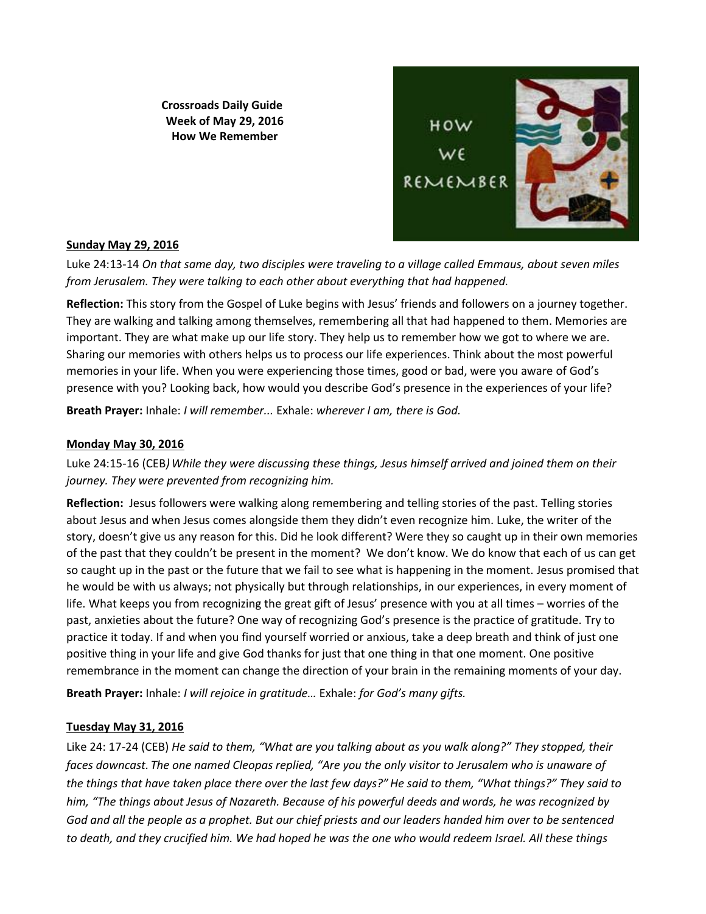**Crossroads Daily Guide**
**Week of May 29, 2016**
**How We Remember**

**Sunday May 29, 2016**

Luke 24:13-14 *On that same day, two disciples were traveling to a village called Emmaus, about seven miles from Jerusalem. They were talking to each other about everything that had happened.*

**Reflection:** This story from the Gospel of Luke begins with Jesus' friends and followers on a journey together. They are walking and talking among themselves, remembering all that had happened to them. Memories are important. They are what make up our life story. They help us to remember how we got to where we are. Sharing our memories with others helps us to process our life experiences. Think about the most powerful memories in your life. When you were experiencing those times, good or bad, were you aware of God's presence with you? Looking back, how would you describe God's presence in the experiences of your life?

**Breath Prayer:** Inhale: *I will remember...* Exhale: *wherever I am, there is God.*

**Monday May 30, 2016**

Luke 24:15-16 (CEB*) While they were discussing these things, Jesus himself arrived and joined them on their journey. They were prevented from recognizing him.*

**Reflection:** Jesus followers were walking along remembering and telling stories of the past. Telling stories about Jesus and when Jesus comes alongside them they didn't even recognize him. Luke, the writer of the story, doesn't give us any reason for this. Did he look different? Were they so caught up in their own memories of the past that they couldn't be present in the moment? We don't know. We do know that each of us can get so caught up in the past or the future that we fail to see what is happening in the moment. Jesus promised that he would be with us always; not physically but through relationships, in our experiences, in every moment of life. What keeps you from recognizing the great gift of Jesus' presence with you at all times – worries of the past, anxieties about the future? One way of recognizing God's presence is the practice of gratitude. Try to practice it today. If and when you find yourself worried or anxious, take a deep breath and think of just one positive thing in your life and give God thanks for just that one thing in that one moment. One positive remembrance in the moment can change the direction of your brain in the remaining moments of your day.

**Breath Prayer:** Inhale: *I will rejoice in gratitude…* Exhale: *for God's many gifts.*

**Tuesday May 31, 2016**

Like 24: 17-24 (CEB) *He said to them, "What are you talking about as you walk along?" They stopped, their faces downcast. The one named Cleopas replied, "Are you the only visitor to Jerusalem who is unaware of the things that have taken place there over the last few days?" He said to them, "What things?" They said to him, "The things about Jesus of Nazareth. Because of his powerful deeds and words, he was recognized by God and all the people as a prophet. But our chief priests and our leaders handed him over to be sentenced to death, and they crucified him. We had hoped he was the one who would redeem Israel. All these things*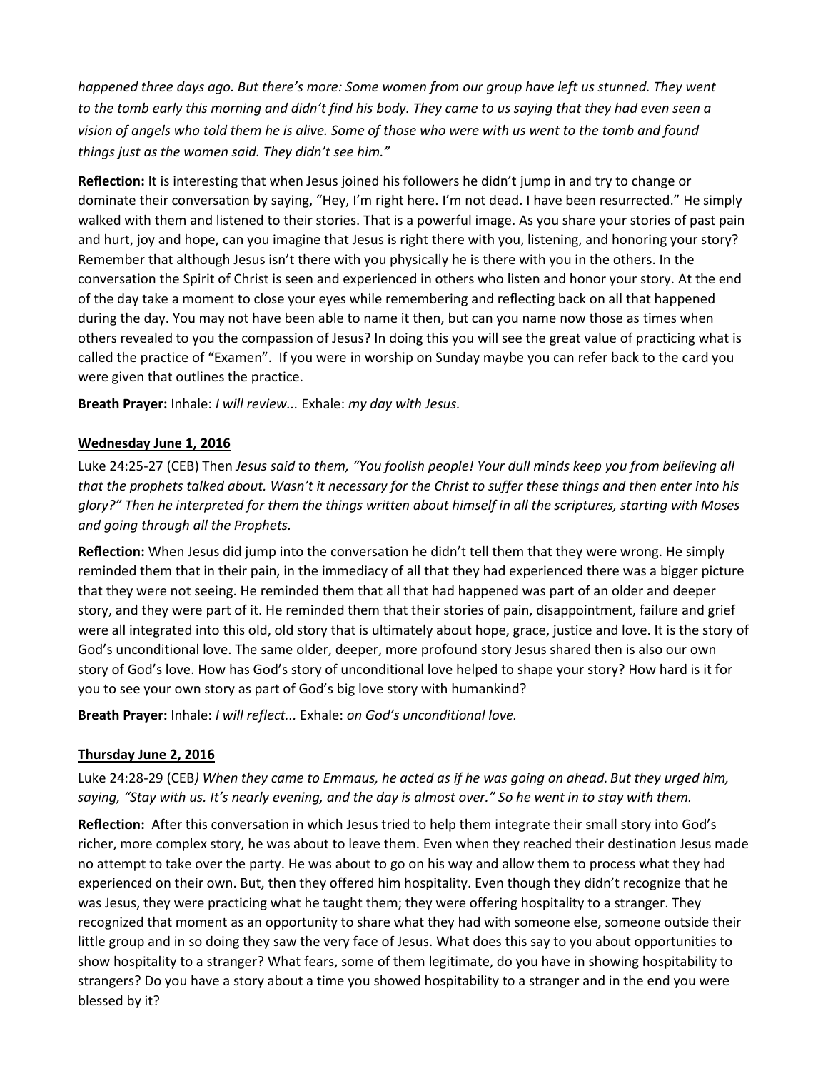*happened three days ago. But there's more: Some women from our group have left us stunned. They went to the tomb early this morning and didn't find his body. They came to us saying that they had even seen a vision of angels who told them he is alive. Some of those who were with us went to the tomb and found things just as the women said. They didn't see him."*

**Reflection:** It is interesting that when Jesus joined his followers he didn't jump in and try to change or dominate their conversation by saying, "Hey, I'm right here. I'm not dead. I have been resurrected." He simply walked with them and listened to their stories. That is a powerful image. As you share your stories of past pain and hurt, joy and hope, can you imagine that Jesus is right there with you, listening, and honoring your story? Remember that although Jesus isn't there with you physically he is there with you in the others. In the conversation the Spirit of Christ is seen and experienced in others who listen and honor your story. At the end of the day take a moment to close your eyes while remembering and reflecting back on all that happened during the day. You may not have been able to name it then, but can you name now those as times when others revealed to you the compassion of Jesus? In doing this you will see the great value of practicing what is called the practice of "Examen". If you were in worship on Sunday maybe you can refer back to the card you were given that outlines the practice.

**Breath Prayer:** Inhale: *I will review...* Exhale: *my day with Jesus.*

**Wednesday June 1, 2016**

Luke 24:25-27 (CEB) Then *Jesus said to them, "You foolish people! Your dull minds keep you from believing all that the prophets talked about. Wasn't it necessary for the Christ to suffer these things and then enter into his glory?" Then he interpreted for them the things written about himself in all the scriptures, starting with Moses and going through all the Prophets.*

**Reflection:** When Jesus did jump into the conversation he didn't tell them that they were wrong. He simply reminded them that in their pain, in the immediacy of all that they had experienced there was a bigger picture that they were not seeing. He reminded them that all that had happened was part of an older and deeper story, and they were part of it. He reminded them that their stories of pain, disappointment, failure and grief were all integrated into this old, old story that is ultimately about hope, grace, justice and love. It is the story of God's unconditional love. The same older, deeper, more profound story Jesus shared then is also our own story of God's love. How has God's story of unconditional love helped to shape your story? How hard is it for you to see your own story as part of God's big love story with humankind?

**Breath Prayer:** Inhale: *I will reflect...* Exhale: *on God's unconditional love.*

**Thursday June 2, 2016**

Luke 24:28-29 (CEB*) When they came to Emmaus, he acted as if he was going on ahead. But they urged him, saying, "Stay with us. It's nearly evening, and the day is almost over." So he went in to stay with them.*

**Reflection:** After this conversation in which Jesus tried to help them integrate their small story into God's richer, more complex story, he was about to leave them. Even when they reached their destination Jesus made no attempt to take over the party. He was about to go on his way and allow them to process what they had experienced on their own. But, then they offered him hospitality. Even though they didn't recognize that he was Jesus, they were practicing what he taught them; they were offering hospitality to a stranger. They recognized that moment as an opportunity to share what they had with someone else, someone outside their little group and in so doing they saw the very face of Jesus. What does this say to you about opportunities to show hospitality to a stranger? What fears, some of them legitimate, do you have in showing hospitability to strangers? Do you have a story about a time you showed hospitability to a stranger and in the end you were blessed by it?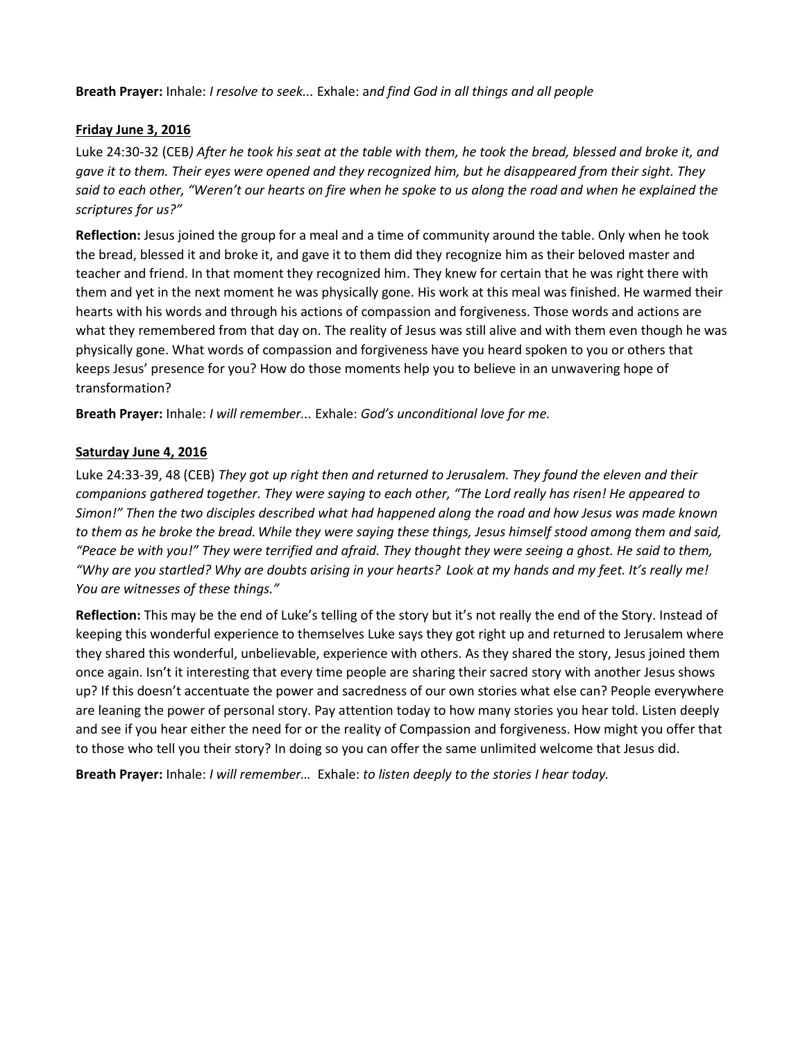**Breath Prayer:** Inhale: *I resolve to seek...* Exhale: a*nd find God in all things and all people*

**Friday June 3, 2016**

Luke 24:30-32 (CEB*) After he took his seat at the table with them, he took the bread, blessed and broke it, and gave it to them. Their eyes were opened and they recognized him, but he disappeared from their sight. They said to each other, "Weren't our hearts on fire when he spoke to us along the road and when he explained the scriptures for us?"*

**Reflection:** Jesus joined the group for a meal and a time of community around the table. Only when he took the bread, blessed it and broke it, and gave it to them did they recognize him as their beloved master and teacher and friend. In that moment they recognized him. They knew for certain that he was right there with them and yet in the next moment he was physically gone. His work at this meal was finished. He warmed their hearts with his words and through his actions of compassion and forgiveness. Those words and actions are what they remembered from that day on. The reality of Jesus was still alive and with them even though he was physically gone. What words of compassion and forgiveness have you heard spoken to you or others that keeps Jesus' presence for you? How do those moments help you to believe in an unwavering hope of transformation?

**Breath Prayer:** Inhale: *I will remember...* Exhale: *God's unconditional love for me.*

**Saturday June 4, 2016**

Luke 24:33-39, 48 (CEB) *They got up right then and returned to Jerusalem. They found the eleven and their companions gathered together. They were saying to each other, "The Lord really has risen! He appeared to Simon!" Then the two disciples described what had happened along the road and how Jesus was made known to them as he broke the bread. While they were saying these things, Jesus himself stood among them and said, "Peace be with you!" They were terrified and afraid. They thought they were seeing a ghost. He said to them, "Why are you startled? Why are doubts arising in your hearts? Look at my hands and my feet. It's really me! You are witnesses of these things."*

**Reflection:** This may be the end of Luke's telling of the story but it's not really the end of the Story. Instead of keeping this wonderful experience to themselves Luke says they got right up and returned to Jerusalem where they shared this wonderful, unbelievable, experience with others. As they shared the story, Jesus joined them once again. Isn't it interesting that every time people are sharing their sacred story with another Jesus shows up? If this doesn't accentuate the power and sacredness of our own stories what else can? People everywhere are leaning the power of personal story. Pay attention today to how many stories you hear told. Listen deeply and see if you hear either the need for or the reality of Compassion and forgiveness. How might you offer that to those who tell you their story? In doing so you can offer the same unlimited welcome that Jesus did.

**Breath Prayer:** Inhale: *I will remember…* Exhale: *to listen deeply to the stories I hear today.*